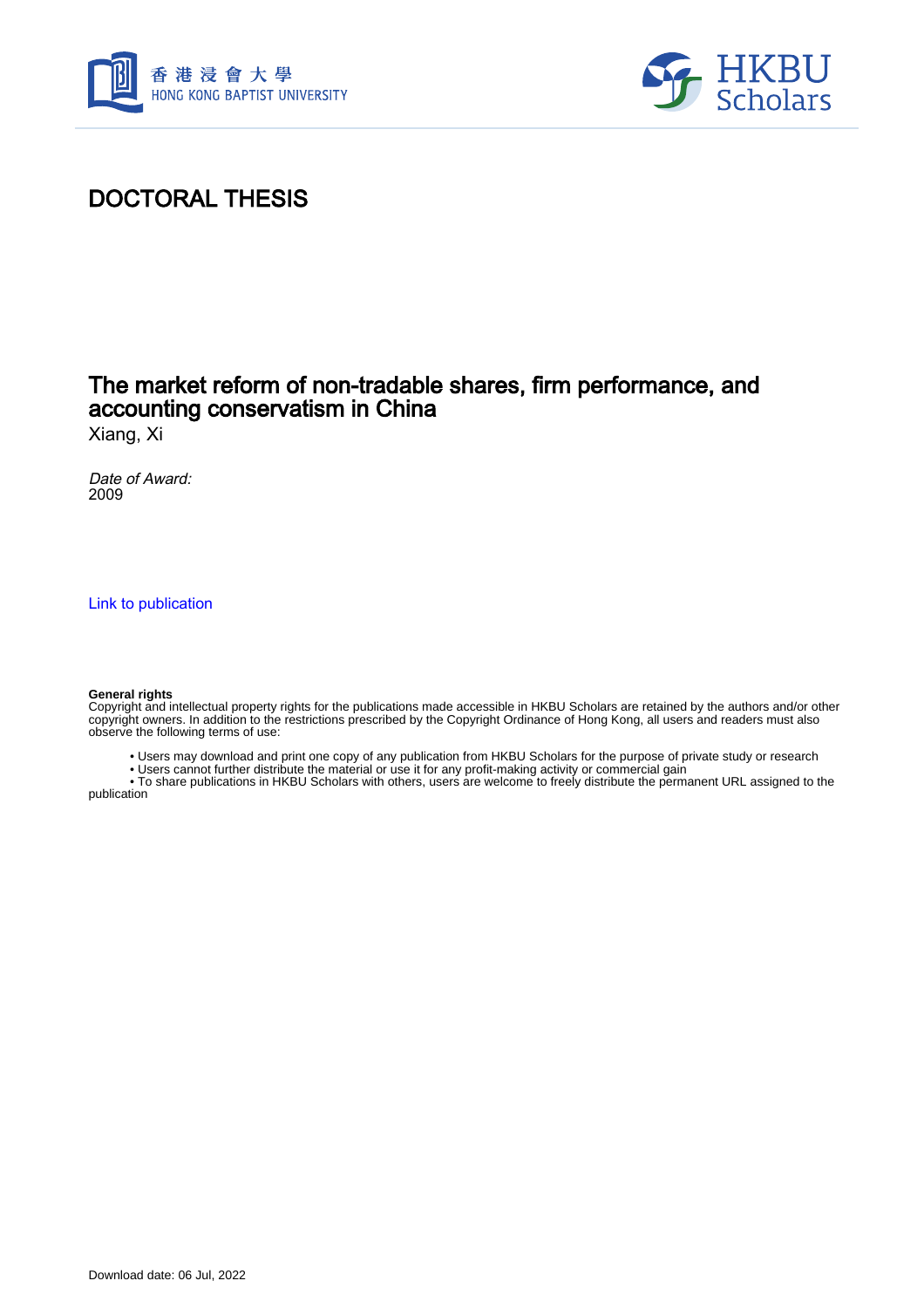香港浸會大學
HONG KONG BAPTIST UNIVERSITY

HKBU Scholars

# DOCTORAL THESIS

## The market reform of non-tradable shares, firm performance, and accounting conservatism in China

Xiang, Xi

*Date of Award:*
2009

Link to publication

**General rights**
Copyright and intellectual property rights for the publications made accessible in HKBU Scholars are retained by the authors and/or other copyright owners. In addition to the restrictions prescribed by the Copyright Ordinance of Hong Kong, all users and readers must also observe the following terms of use:

- Users may download and print one copy of any publication from HKBU Scholars for the purpose of private study or research
- Users cannot further distribute the material or use it for any profit-making activity or commercial gain
- To share publications in HKBU Scholars with others, users are welcome to freely distribute the permanent URL assigned to the publication

Download date: 06 Jul, 2022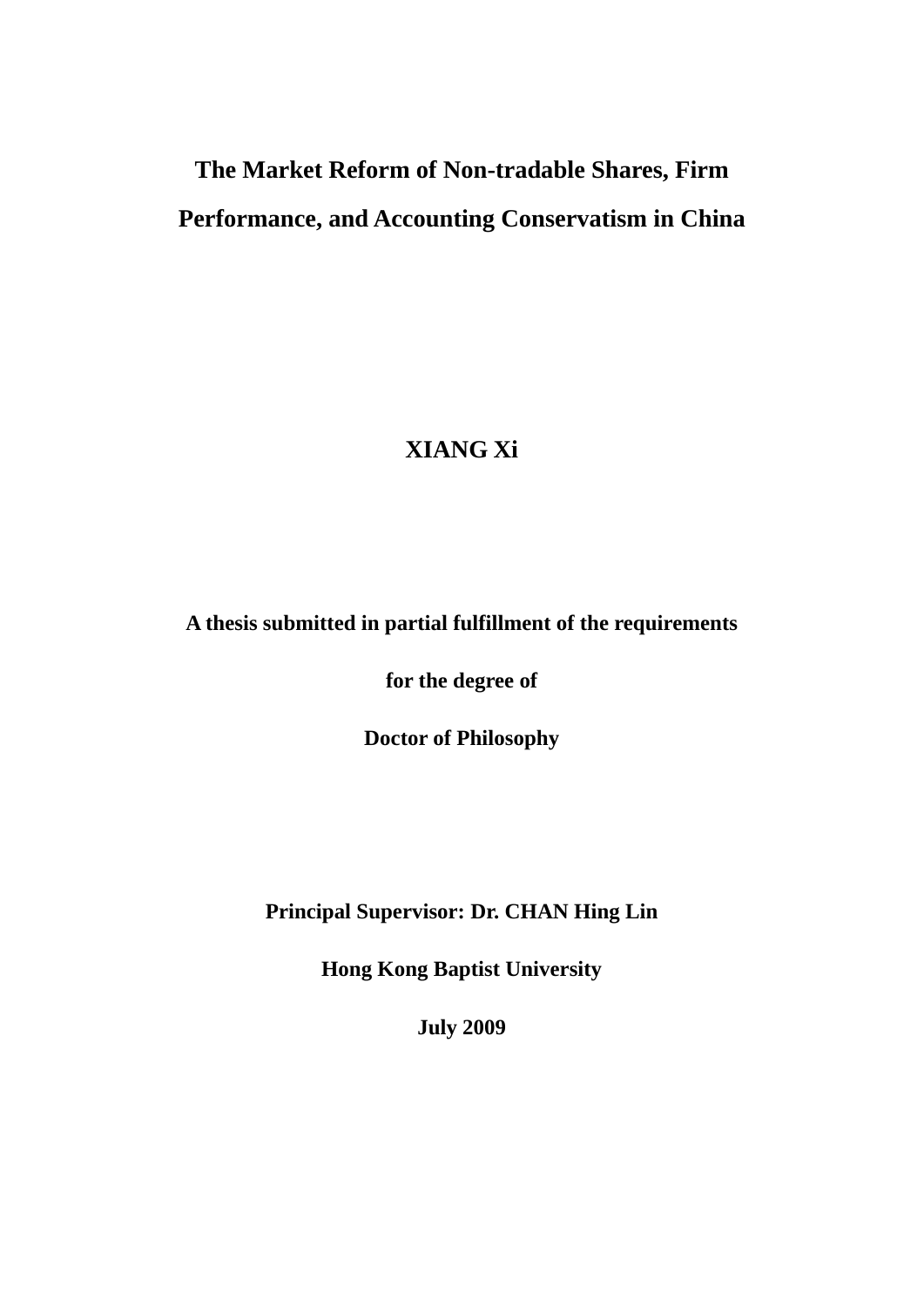# The Market Reform of Non-tradable Shares, Firm Performance, and Accounting Conservatism in China

**XIANG Xi**

**A thesis submitted in partial fulfillment of the requirements**

**for the degree of**

**Doctor of Philosophy**

**Principal Supervisor: Dr. CHAN Hing Lin**

**Hong Kong Baptist University**

**July 2009**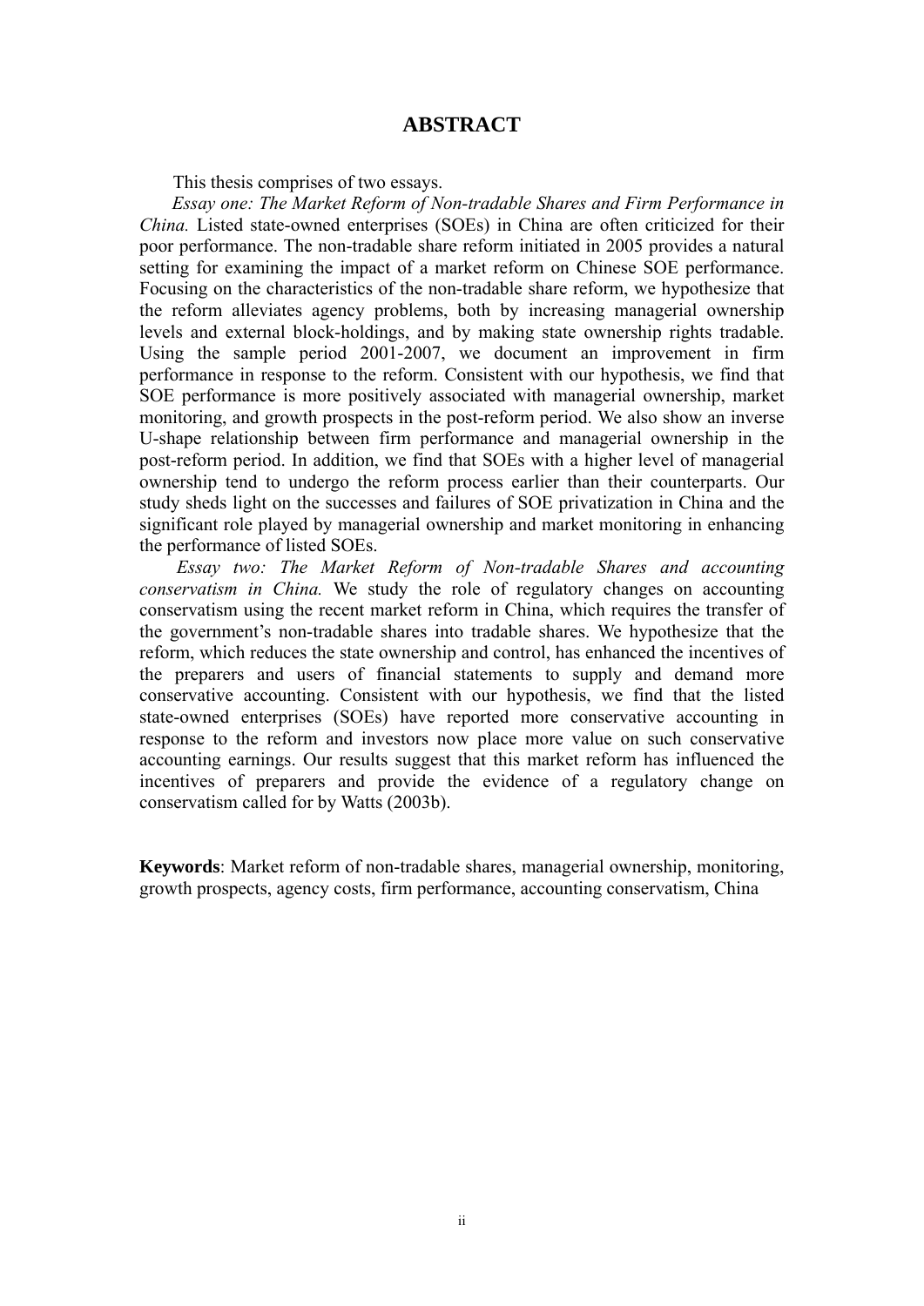# ABSTRACT

This thesis comprises of two essays.

*Essay one: The Market Reform of Non-tradable Shares and Firm Performance in China.* Listed state-owned enterprises (SOEs) in China are often criticized for their poor performance. The non-tradable share reform initiated in 2005 provides a natural setting for examining the impact of a market reform on Chinese SOE performance. Focusing on the characteristics of the non-tradable share reform, we hypothesize that the reform alleviates agency problems, both by increasing managerial ownership levels and external block-holdings, and by making state ownership rights tradable. Using the sample period 2001-2007, we document an improvement in firm performance in response to the reform. Consistent with our hypothesis, we find that SOE performance is more positively associated with managerial ownership, market monitoring, and growth prospects in the post-reform period. We also show an inverse U-shape relationship between firm performance and managerial ownership in the post-reform period. In addition, we find that SOEs with a higher level of managerial ownership tend to undergo the reform process earlier than their counterparts. Our study sheds light on the successes and failures of SOE privatization in China and the significant role played by managerial ownership and market monitoring in enhancing the performance of listed SOEs.

*Essay two: The Market Reform of Non-tradable Shares and accounting conservatism in China.* We study the role of regulatory changes on accounting conservatism using the recent market reform in China, which requires the transfer of the government's non-tradable shares into tradable shares. We hypothesize that the reform, which reduces the state ownership and control, has enhanced the incentives of the preparers and users of financial statements to supply and demand more conservative accounting. Consistent with our hypothesis, we find that the listed state-owned enterprises (SOEs) have reported more conservative accounting in response to the reform and investors now place more value on such conservative accounting earnings. Our results suggest that this market reform has influenced the incentives of preparers and provide the evidence of a regulatory change on conservatism called for by Watts (2003b).

**Keywords**: Market reform of non-tradable shares, managerial ownership, monitoring, growth prospects, agency costs, firm performance, accounting conservatism, China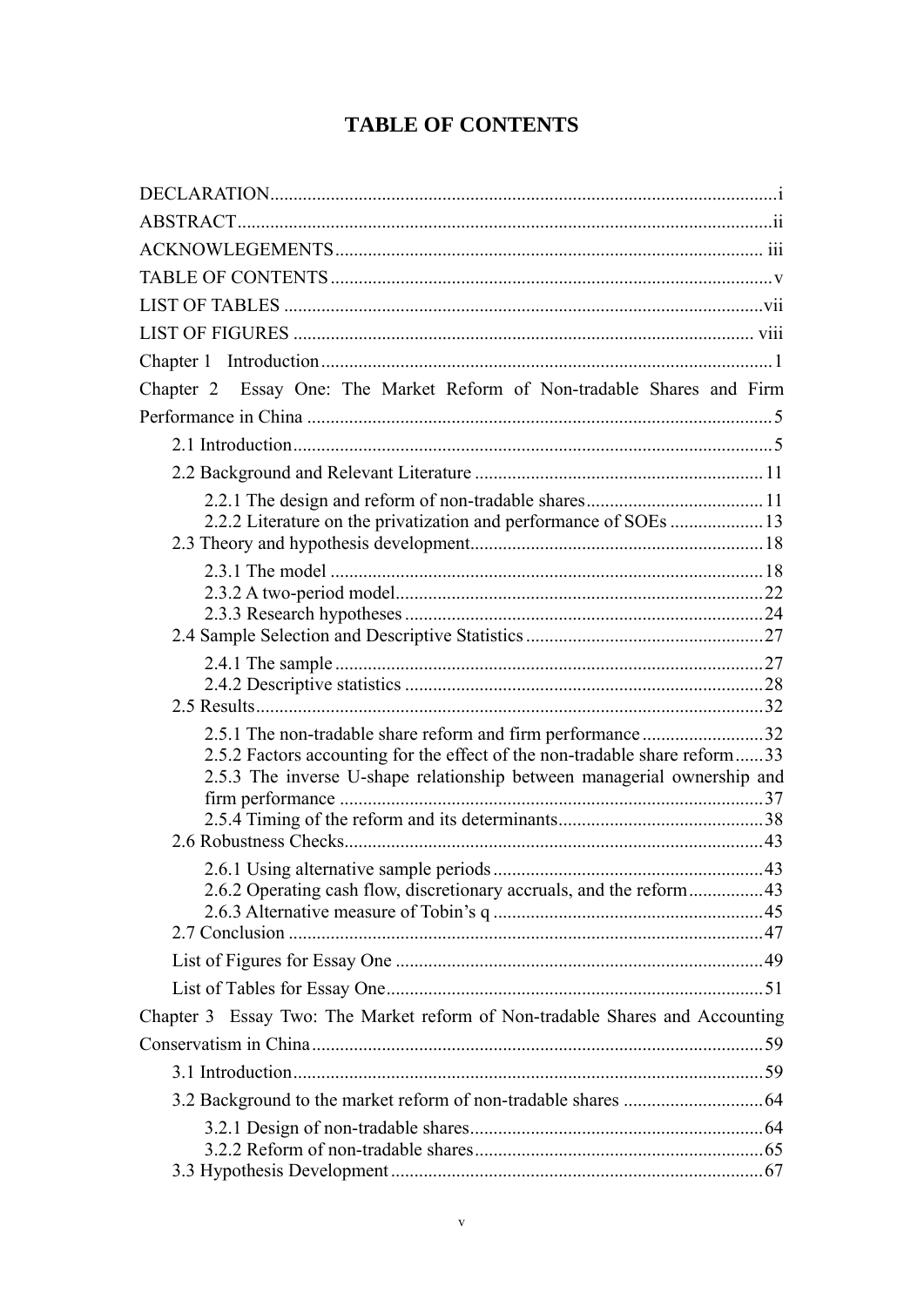# TABLE OF CONTENTS

DECLARATION ........ i
ABSTRACT ........ ii
ACKNOWLEGEMENTS ........ iii
TABLE OF CONTENTS ........ v
LIST OF TABLES ........ vii
LIST OF FIGURES ........ viii
Chapter 1 Introduction ........ 1
Chapter 2 Essay One: The Market Reform of Non-tradable Shares and Firm Performance in China ........ 5
- 2.1 Introduction ........ 5
- 2.2 Background and Relevant Literature ........ 11
  - 2.2.1 The design and reform of non-tradable shares ........ 11
  - 2.2.2 Literature on the privatization and performance of SOEs ........ 13
- 2.3 Theory and hypothesis development ........ 18
  - 2.3.1 The model ........ 18
  - 2.3.2 A two-period model ........ 22
  - 2.3.3 Research hypotheses ........ 24
- 2.4 Sample Selection and Descriptive Statistics ........ 27
  - 2.4.1 The sample ........ 27
  - 2.4.2 Descriptive statistics ........ 28
- 2.5 Results ........ 32
  - 2.5.1 The non-tradable share reform and firm performance ........ 32
  - 2.5.2 Factors accounting for the effect of the non-tradable share reform ........ 33
  - 2.5.3 The inverse U-shape relationship between managerial ownership and firm performance ........ 37
  - 2.5.4 Timing of the reform and its determinants ........ 38
- 2.6 Robustness Checks ........ 43
  - 2.6.1 Using alternative sample periods ........ 43
  - 2.6.2 Operating cash flow, discretionary accruals, and the reform ........ 43
  - 2.6.3 Alternative measure of Tobin's q ........ 45
- 2.7 Conclusion ........ 47
- List of Figures for Essay One ........ 49
- List of Tables for Essay One ........ 51

Chapter 3 Essay Two: The Market reform of Non-tradable Shares and Accounting Conservatism in China ........ 59
- 3.1 Introduction ........ 59
- 3.2 Background to the market reform of non-tradable shares ........ 64
  - 3.2.1 Design of non-tradable shares ........ 64
  - 3.2.2 Reform of non-tradable shares ........ 65
- 3.3 Hypothesis Development ........ 67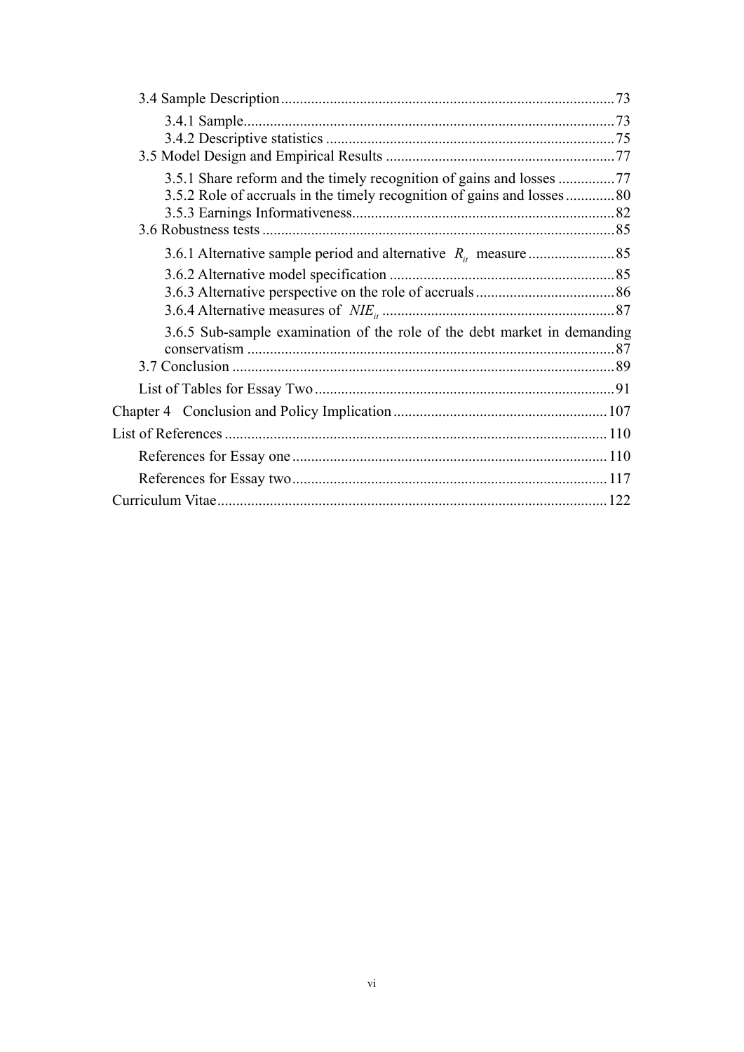3.4 Sample Description........................................................................................73

3.4.1 Sample..................................................................................................73

3.4.2 Descriptive statistics ............................................................................75

3.5 Model Design and Empirical Results ............................................................77

3.5.1 Share reform and the timely recognition of gains and losses ...............77

3.5.2 Role of accruals in the timely recognition of gains and losses .............80

3.5.3 Earnings Informativeness.....................................................................82

3.6 Robustness tests .............................................................................................85

3.6.1 Alternative sample period and alternative $R_{it}$ measure .......................85

3.6.2 Alternative model specification ............................................................85

3.6.3 Alternative perspective on the role of accruals .....................................86

3.6.4 Alternative measures of $NIE_{it}$ .............................................................87

3.6.5 Sub-sample examination of the role of the debt market in demanding conservatism .................................................................................................87

3.7 Conclusion .....................................................................................................89

List of Tables for Essay Two ...............................................................................91

Chapter 4 Conclusion and Policy Implication .........................................................107

List of References .....................................................................................................110

References for Essay one ...................................................................................110

References for Essay two ...................................................................................117

Curriculum Vitae.......................................................................................................122